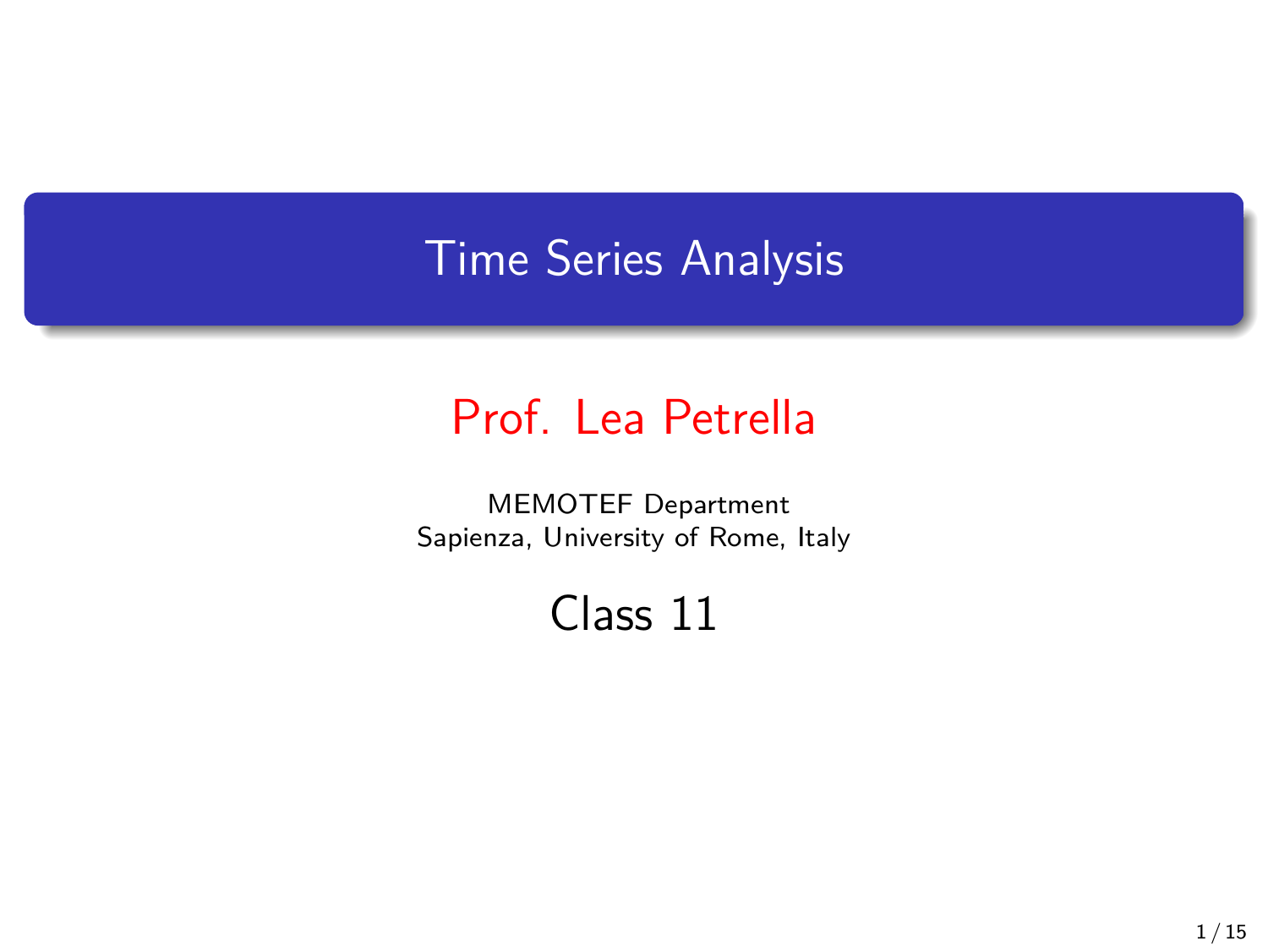# Time Series Analysis

**Prof. Lea Petrella**

MEMOTEF Department
Sapienza, University of Rome, Italy

## Class 11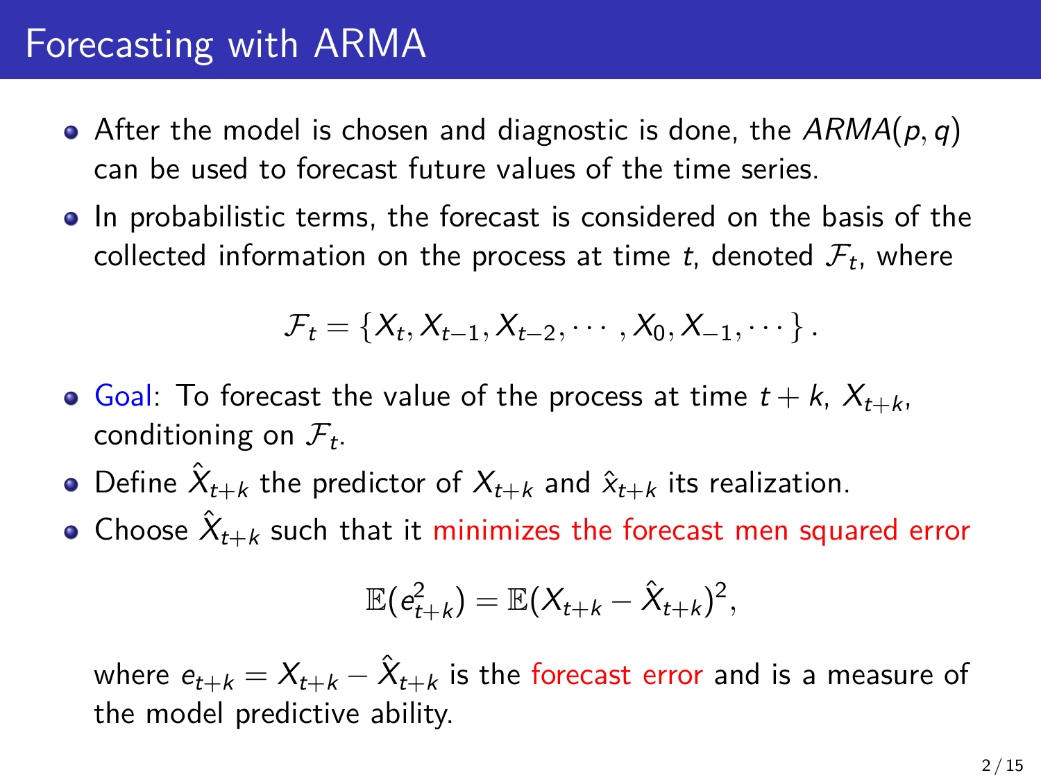# Forecasting with ARMA

- After the model is chosen and diagnostic is done, the $ARMA(p, q)$ can be used to forecast future values of the time series.
- In probabilistic terms, the forecast is considered on the basis of the collected information on the process at time $t$, denoted $\mathcal{F}_t$, where

$$\mathcal{F}_t = \{X_t, X_{t-1}, X_{t-2}, \cdots, X_0, X_{-1}, \cdots\}.$$

- Goal: To forecast the value of the process at time $t + k$, $X_{t+k}$, conditioning on $\mathcal{F}_t$.
- Define $\hat{X}_{t+k}$ the predictor of $X_{t+k}$ and $\hat{x}_{t+k}$ its realization.
- Choose $\hat{X}_{t+k}$ such that it minimizes the forecast men squared error

$$\mathbb{E}(e_{t+k}^2) = \mathbb{E}(X_{t+k} - \hat{X}_{t+k})^2,$$

  where $e_{t+k} = X_{t+k} - \hat{X}_{t+k}$ is the forecast error and is a measure of the model predictive ability.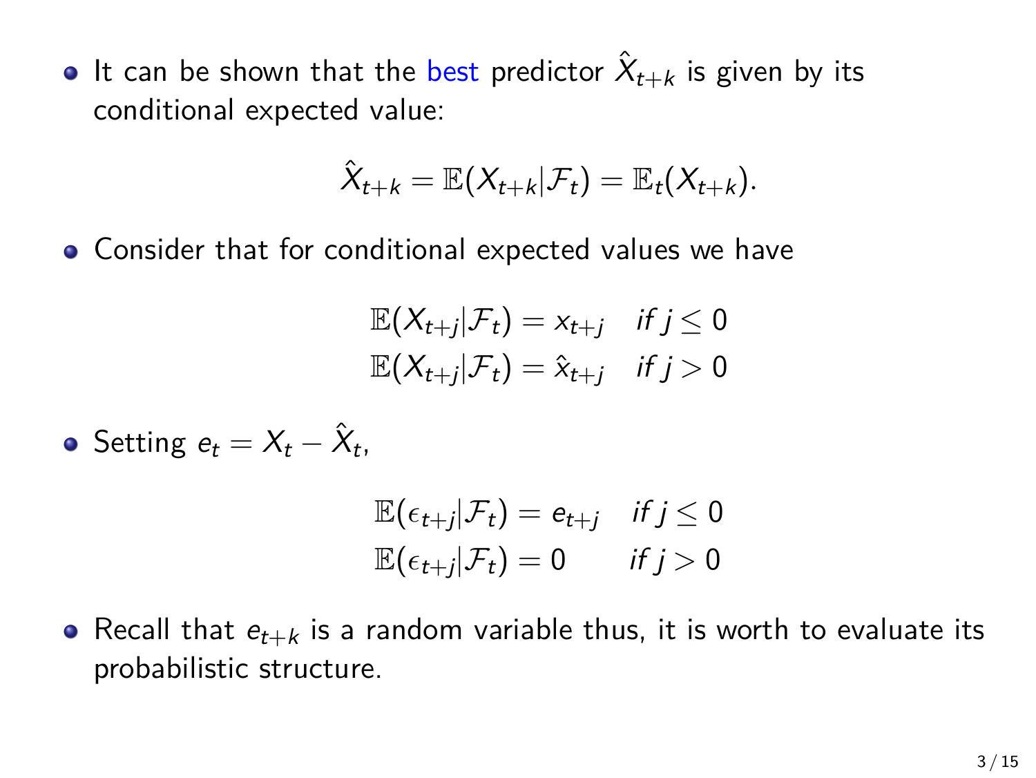- It can be shown that the best predictor $\hat{X}_{t+k}$ is given by its conditional expected value:

$$\hat{X}_{t+k} = \mathbb{E}(X_{t+k}|\mathcal{F}_t) = \mathbb{E}_t(X_{t+k}).$$

- Consider that for conditional expected values we have

$$\begin{aligned} \mathbb{E}(X_{t+j}|\mathcal{F}_t) &= x_{t+j} \quad \textit{if } j \leq 0 \\ \mathbb{E}(X_{t+j}|\mathcal{F}_t) &= \hat{x}_{t+j} \quad \textit{if } j > 0 \end{aligned}$$

- Setting $e_t = X_t - \hat{X}_t$,

$$\begin{aligned} \mathbb{E}(\epsilon_{t+j}|\mathcal{F}_t) &= e_{t+j} \quad \textit{if } j \leq 0 \\ \mathbb{E}(\epsilon_{t+j}|\mathcal{F}_t) &= 0 \qquad \textit{if } j > 0 \end{aligned}$$

- Recall that $e_{t+k}$ is a random variable thus, it is worth to evaluate its probabilistic structure.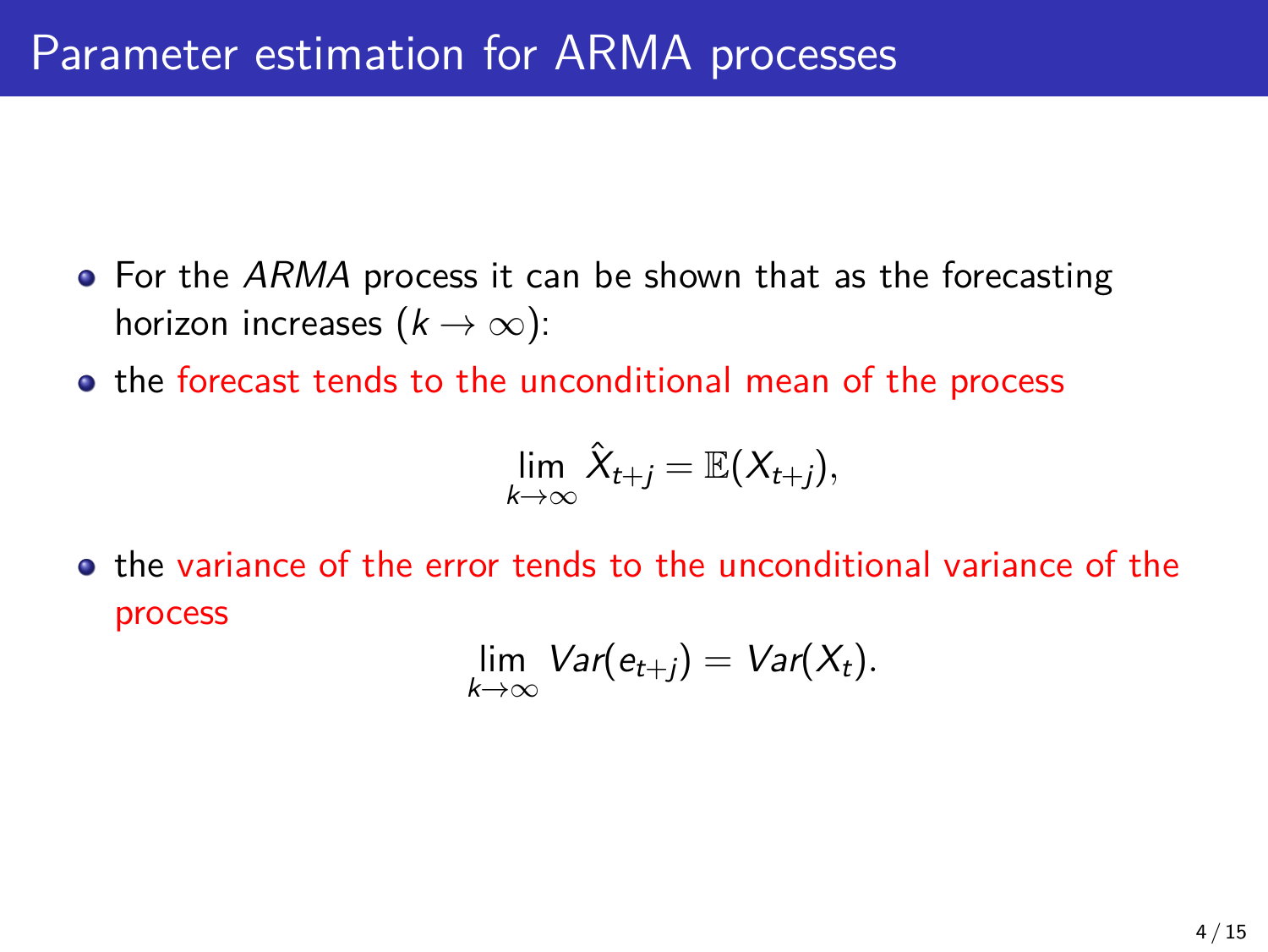# Parameter estimation for ARMA processes

- For the *ARMA* process it can be shown that as the forecasting horizon increases ($k \to \infty$):
- the forecast tends to the unconditional mean of the process

$$\lim_{k \to \infty} \hat{X}_{t+j} = \mathbb{E}(X_{t+j}),$$

- the variance of the error tends to the unconditional variance of the process

$$\lim_{k \to \infty} Var(e_{t+j}) = Var(X_t).$$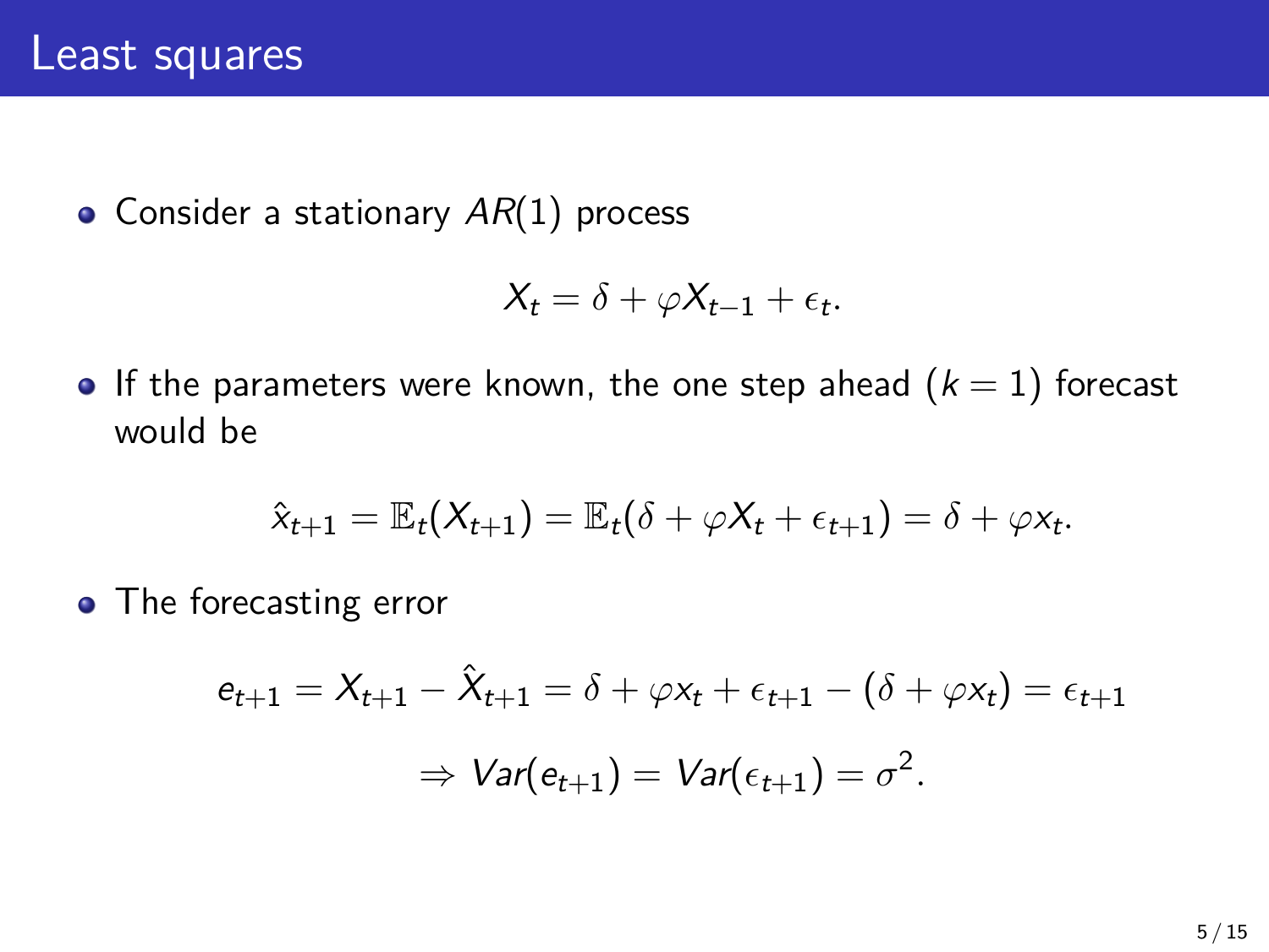# Least squares

- Consider a stationary $AR(1)$ process

$$X_t = \delta + \varphi X_{t-1} + \epsilon_t.$$

- If the parameters were known, the one step ahead ($k = 1$) forecast would be

$$\hat{x}_{t+1} = \mathbb{E}_t(X_{t+1}) = \mathbb{E}_t(\delta + \varphi X_t + \epsilon_{t+1}) = \delta + \varphi x_t.$$

- The forecasting error

$$e_{t+1} = X_{t+1} - \hat{X}_{t+1} = \delta + \varphi x_t + \epsilon_{t+1} - (\delta + \varphi x_t) = \epsilon_{t+1}$$

$$\Rightarrow Var(e_{t+1}) = Var(\epsilon_{t+1}) = \sigma^2.$$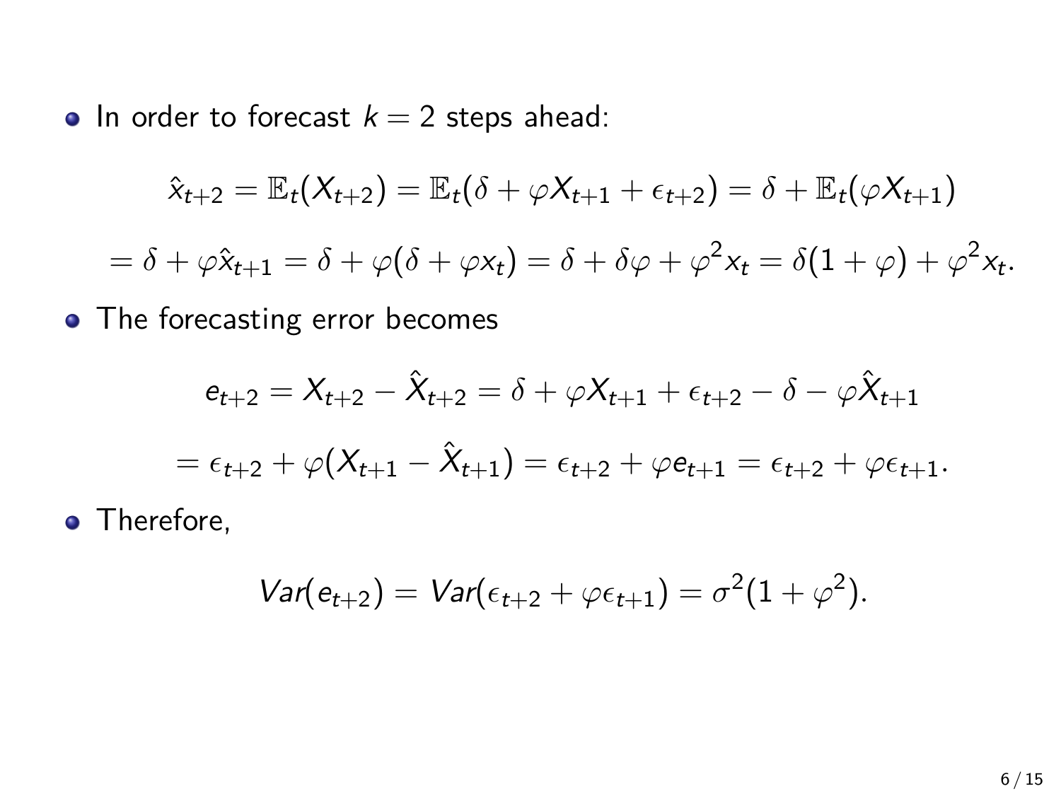- In order to forecast $k = 2$ steps ahead:

$$\hat{x}_{t+2} = \mathbb{E}_t(X_{t+2}) = \mathbb{E}_t(\delta + \varphi X_{t+1} + \epsilon_{t+2}) = \delta + \mathbb{E}_t(\varphi X_{t+1})$$

$$= \delta + \varphi \hat{x}_{t+1} = \delta + \varphi(\delta + \varphi x_t) = \delta + \delta\varphi + \varphi^2 x_t = \delta(1 + \varphi) + \varphi^2 x_t.$$

- The forecasting error becomes

$$e_{t+2} = X_{t+2} - \hat{X}_{t+2} = \delta + \varphi X_{t+1} + \epsilon_{t+2} - \delta - \varphi \hat{X}_{t+1}$$

$$= \epsilon_{t+2} + \varphi(X_{t+1} - \hat{X}_{t+1}) = \epsilon_{t+2} + \varphi e_{t+1} = \epsilon_{t+2} + \varphi \epsilon_{t+1}.$$

- Therefore,

$$Var(e_{t+2}) = Var(\epsilon_{t+2} + \varphi \epsilon_{t+1}) = \sigma^2(1 + \varphi^2).$$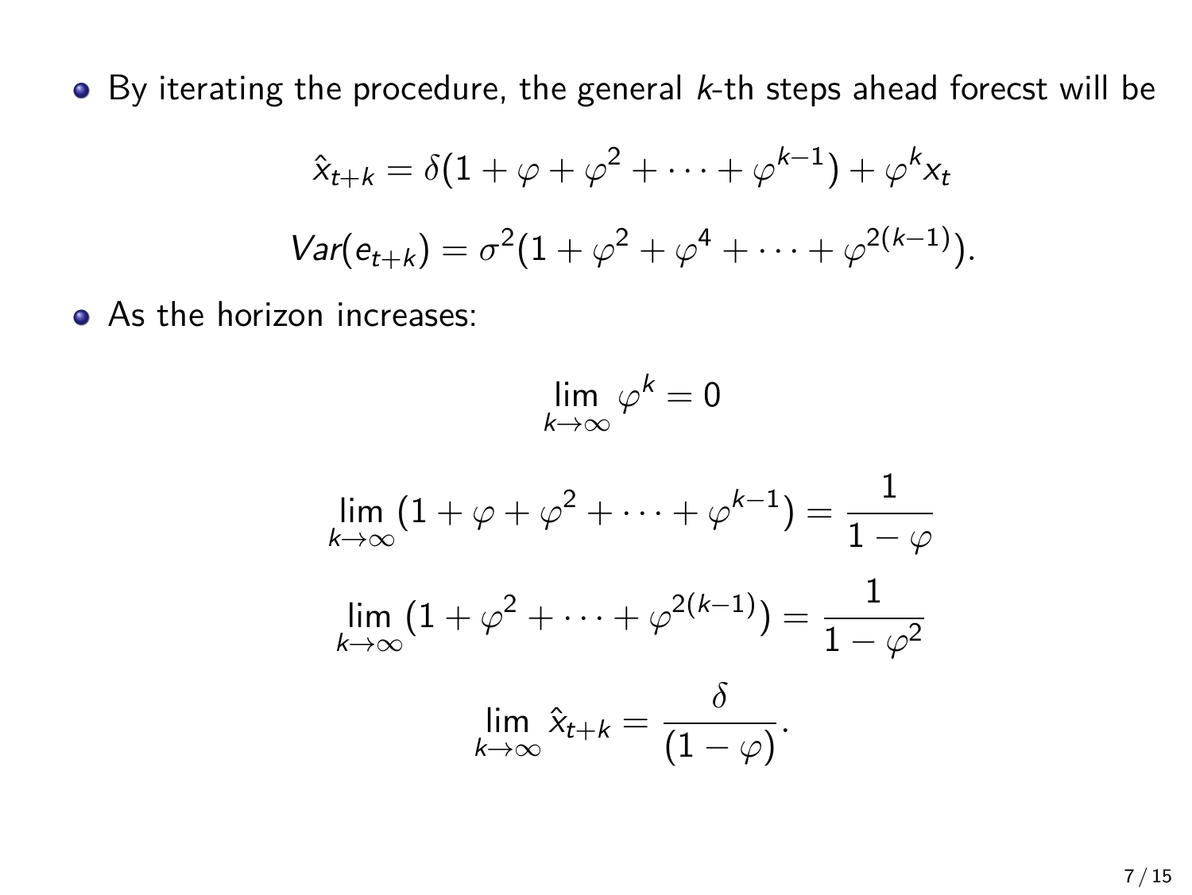- By iterating the procedure, the general $k$-th steps ahead forecst will be

$$\hat{x}_{t+k} = \delta(1 + \varphi + \varphi^2 + \cdots + \varphi^{k-1}) + \varphi^k x_t$$

$$Var(e_{t+k}) = \sigma^2(1 + \varphi^2 + \varphi^4 + \cdots + \varphi^{2(k-1)}).$$

- As the horizon increases:

$$\lim_{k \to \infty} \varphi^k = 0$$

$$\lim_{k \to \infty} (1 + \varphi + \varphi^2 + \cdots + \varphi^{k-1}) = \frac{1}{1 - \varphi}$$

$$\lim_{k \to \infty} (1 + \varphi^2 + \cdots + \varphi^{2(k-1)}) = \frac{1}{1 - \varphi^2}$$

$$\lim_{k \to \infty} \hat{x}_{t+k} = \frac{\delta}{(1 - \varphi)}.$$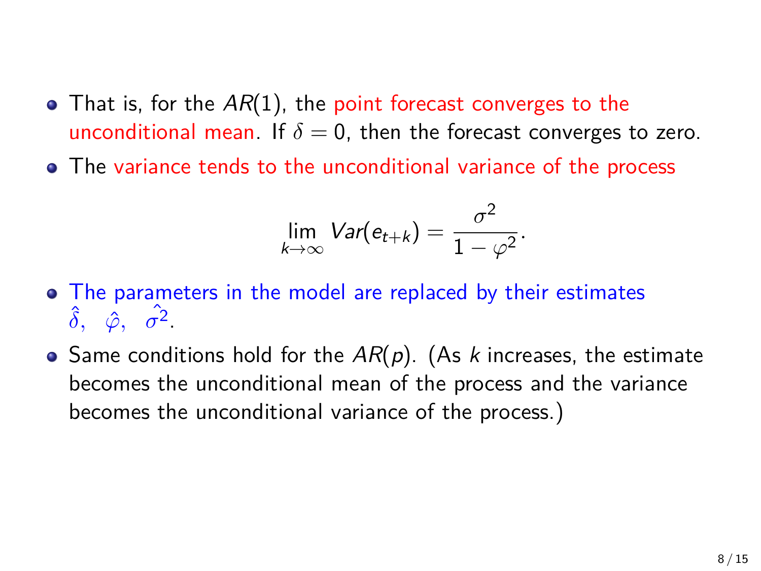- That is, for the $AR(1)$, the point forecast converges to the unconditional mean. If $\delta = 0$, then the forecast converges to zero.
- The variance tends to the unconditional variance of the process

$$\lim_{k \to \infty} Var(e_{t+k}) = \frac{\sigma^2}{1 - \varphi^2}.$$

- The parameters in the model are replaced by their estimates $\hat{\delta}, \ \hat{\varphi}, \ \hat{\sigma^2}$.
- Same conditions hold for the $AR(p)$. (As $k$ increases, the estimate becomes the unconditional mean of the process and the variance becomes the unconditional variance of the process.)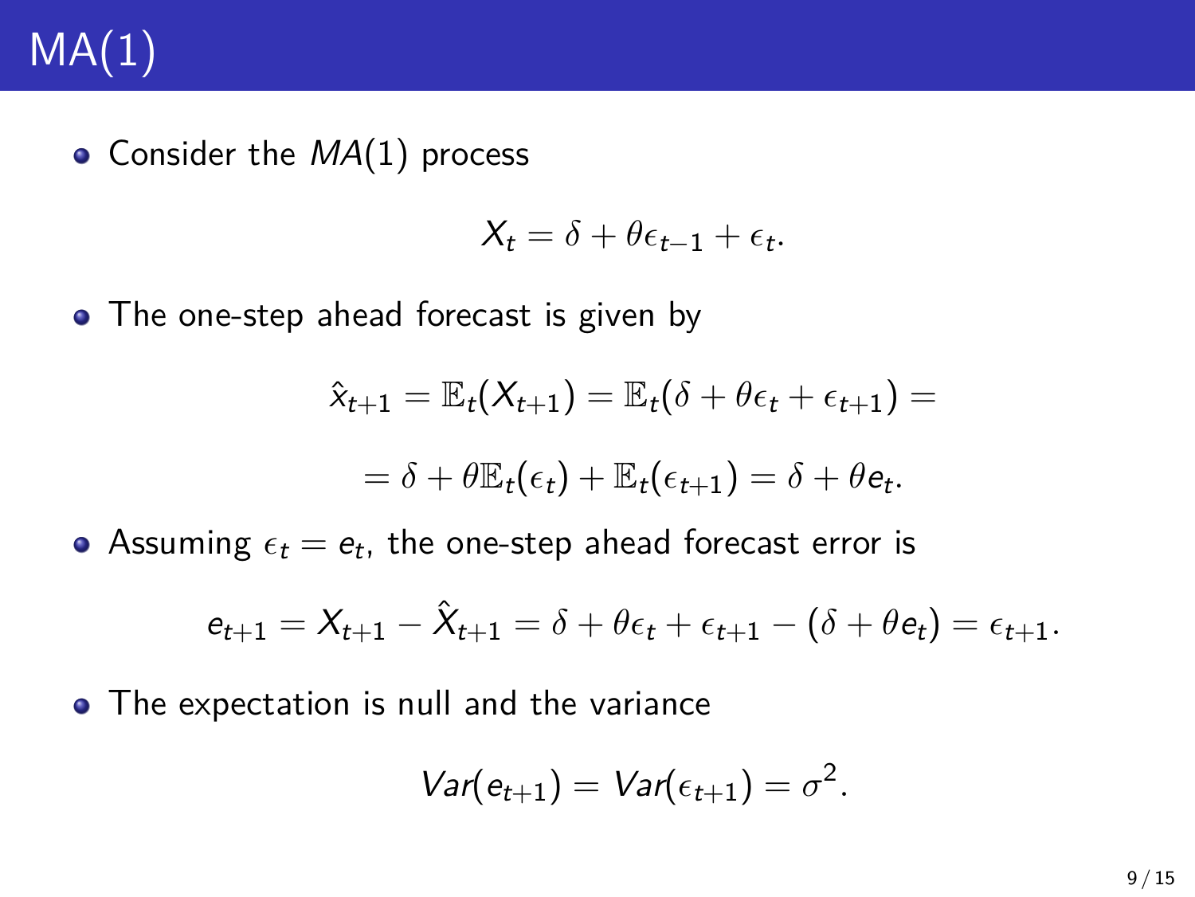# MA(1)

- Consider the $MA(1)$ process

$$X_t = \delta + \theta\epsilon_{t-1} + \epsilon_t.$$

- The one-step ahead forecast is given by

$$\hat{x}_{t+1} = \mathbb{E}_t(X_{t+1}) = \mathbb{E}_t(\delta + \theta\epsilon_t + \epsilon_{t+1}) =$$

$$= \delta + \theta\mathbb{E}_t(\epsilon_t) + \mathbb{E}_t(\epsilon_{t+1}) = \delta + \theta e_t.$$

- Assuming $\epsilon_t = e_t$, the one-step ahead forecast error is

$$e_{t+1} = X_{t+1} - \hat{X}_{t+1} = \delta + \theta\epsilon_t + \epsilon_{t+1} - (\delta + \theta e_t) = \epsilon_{t+1}.$$

- The expectation is null and the variance

$$Var(e_{t+1}) = Var(\epsilon_{t+1}) = \sigma^2.$$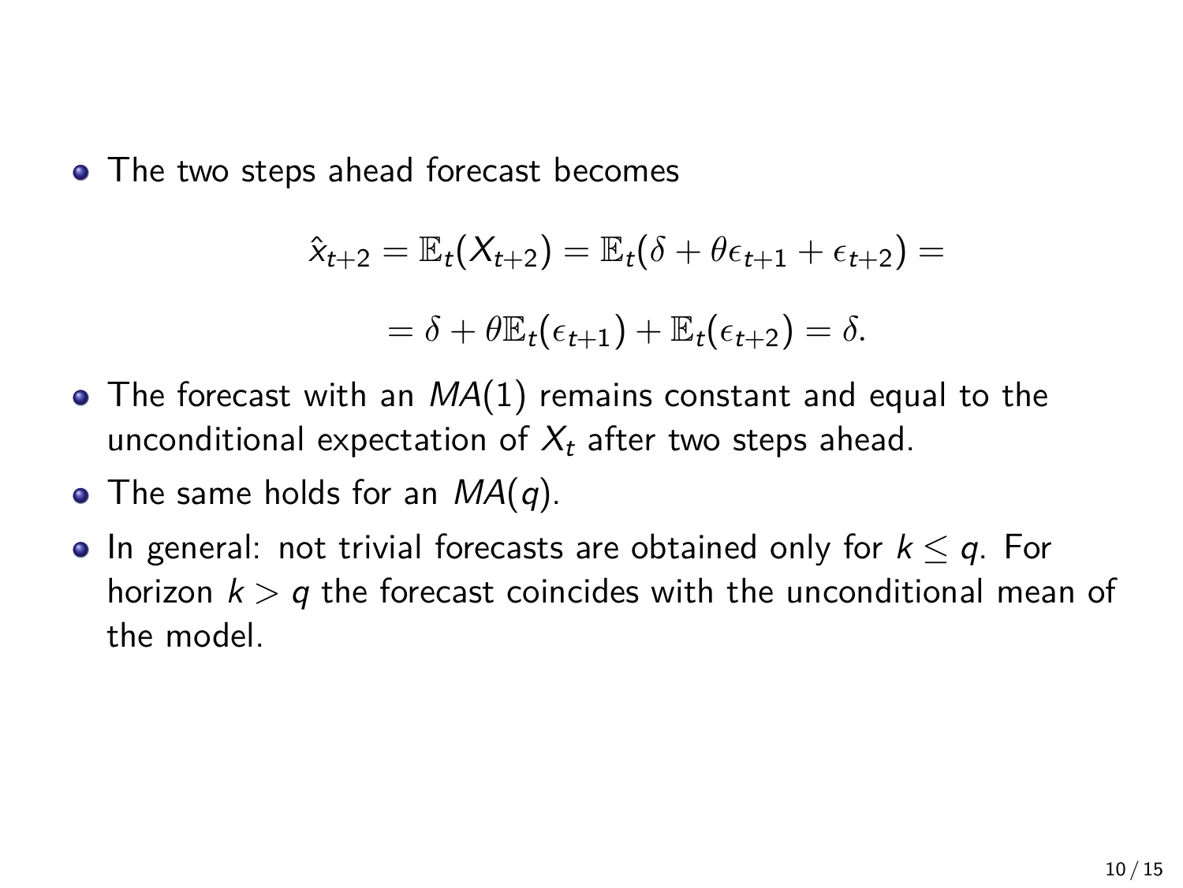- The two steps ahead forecast becomes

$$\hat{x}_{t+2} = \mathbb{E}_t(X_{t+2}) = \mathbb{E}_t(\delta + \theta\epsilon_{t+1} + \epsilon_{t+2}) =$$

$$= \delta + \theta\mathbb{E}_t(\epsilon_{t+1}) + \mathbb{E}_t(\epsilon_{t+2}) = \delta.$$

- The forecast with an $MA(1)$ remains constant and equal to the unconditional expectation of $X_t$ after two steps ahead.
- The same holds for an $MA(q)$.
- In general: not trivial forecasts are obtained only for $k \leq q$. For horizon $k > q$ the forecast coincides with the unconditional mean of the model.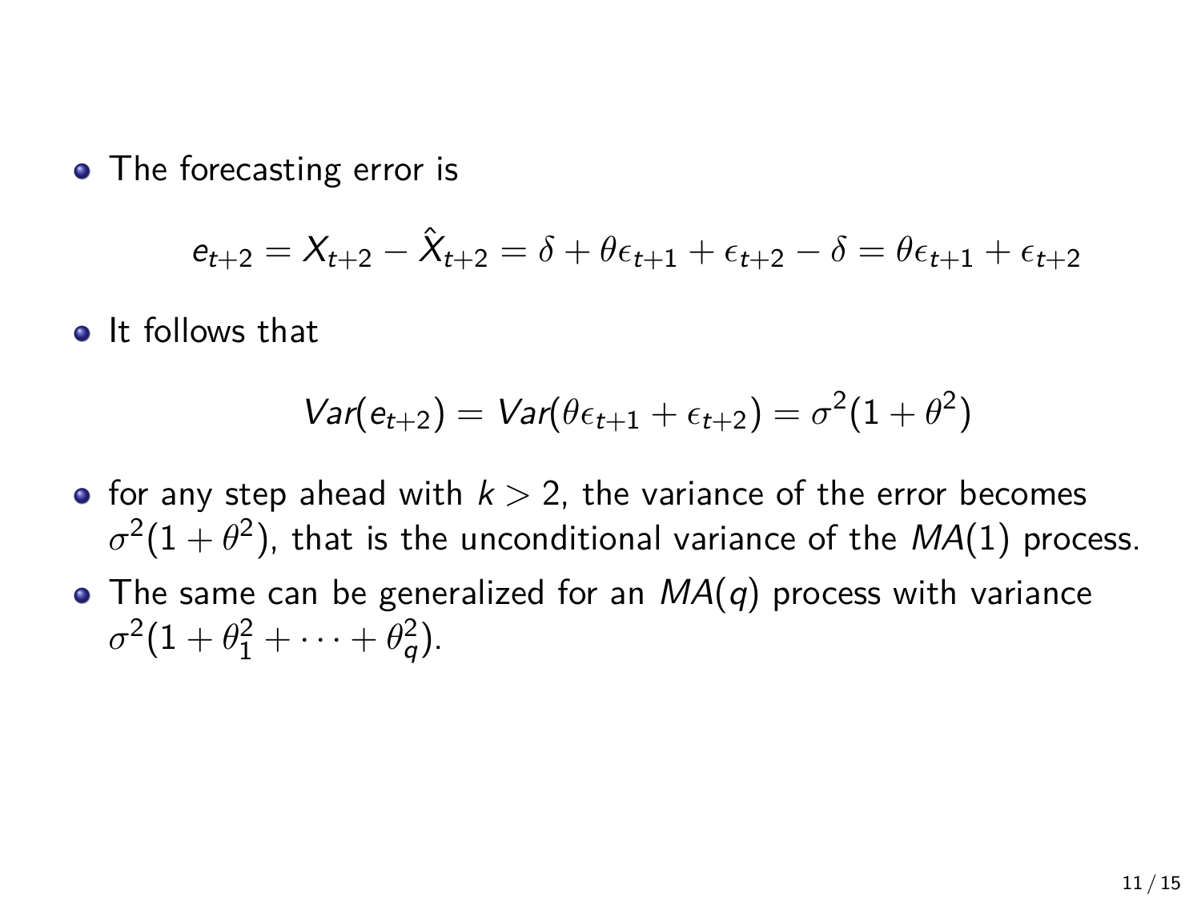- The forecasting error is

$$e_{t+2} = X_{t+2} - \hat{X}_{t+2} = \delta + \theta\epsilon_{t+1} + \epsilon_{t+2} - \delta = \theta\epsilon_{t+1} + \epsilon_{t+2}$$

- It follows that

$$Var(e_{t+2}) = Var(\theta\epsilon_{t+1} + \epsilon_{t+2}) = \sigma^2(1 + \theta^2)$$

- for any step ahead with $k > 2$, the variance of the error becomes $\sigma^2(1 + \theta^2)$, that is the unconditional variance of the $MA(1)$ process.
- The same can be generalized for an $MA(q)$ process with variance $\sigma^2(1 + \theta_1^2 + \cdots + \theta_q^2)$.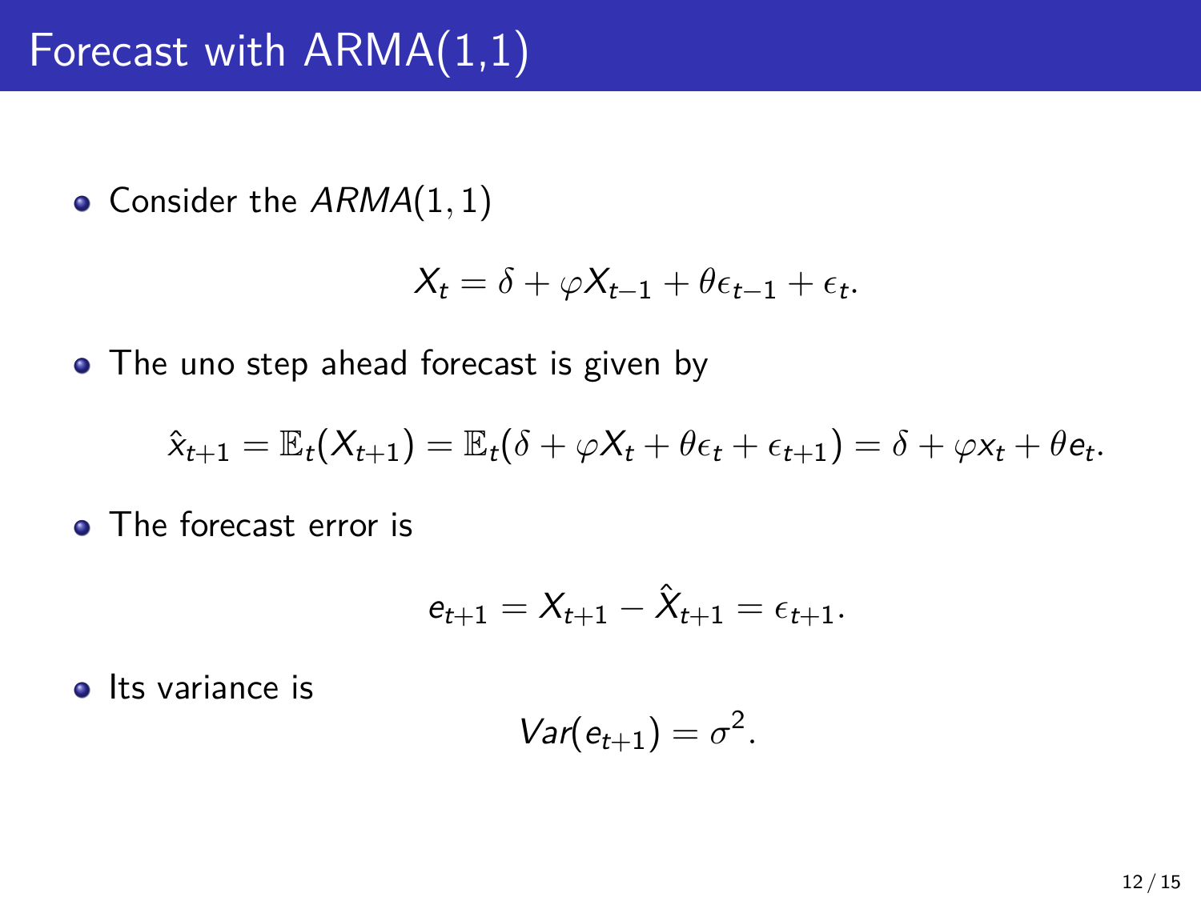# Forecast with ARMA(1,1)

- Consider the $ARMA(1,1)$

$$X_t = \delta + \varphi X_{t-1} + \theta \epsilon_{t-1} + \epsilon_t.$$

- The uno step ahead forecast is given by

$$\hat{x}_{t+1} = \mathbb{E}_t(X_{t+1}) = \mathbb{E}_t(\delta + \varphi X_t + \theta \epsilon_t + \epsilon_{t+1}) = \delta + \varphi x_t + \theta e_t.$$

- The forecast error is

$$e_{t+1} = X_{t+1} - \hat{X}_{t+1} = \epsilon_{t+1}.$$

- Its variance is

$$Var(e_{t+1}) = \sigma^2.$$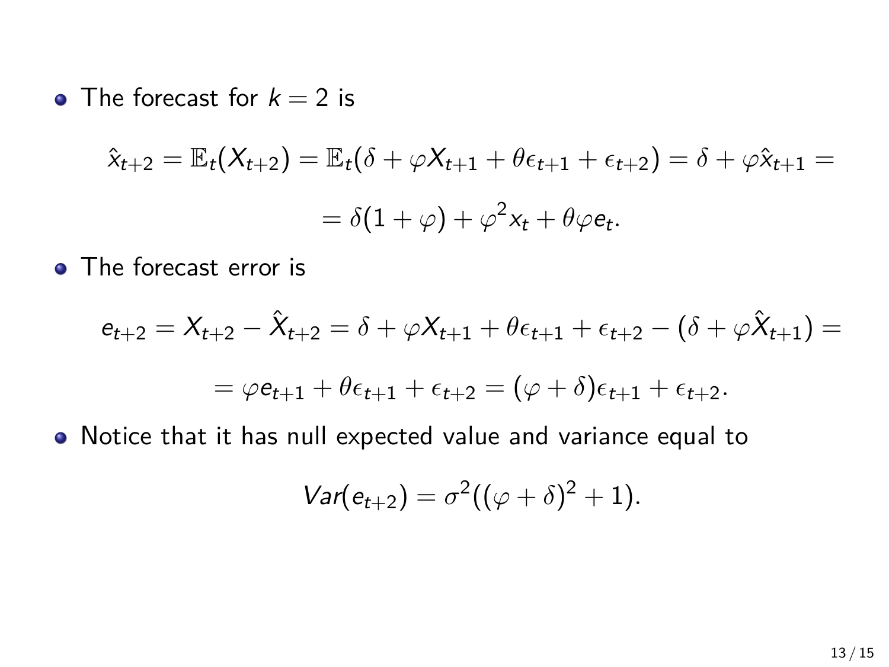- The forecast for $k = 2$ is

$$\hat{x}_{t+2} = \mathbb{E}_t(X_{t+2}) = \mathbb{E}_t(\delta + \varphi X_{t+1} + \theta \epsilon_{t+1} + \epsilon_{t+2}) = \delta + \varphi \hat{x}_{t+1} =$$

$$= \delta(1 + \varphi) + \varphi^2 x_t + \theta \varphi e_t.$$

- The forecast error is

$$e_{t+2} = X_{t+2} - \hat{X}_{t+2} = \delta + \varphi X_{t+1} + \theta \epsilon_{t+1} + \epsilon_{t+2} - (\delta + \varphi \hat{X}_{t+1}) =$$

$$= \varphi e_{t+1} + \theta \epsilon_{t+1} + \epsilon_{t+2} = (\varphi + \delta)\epsilon_{t+1} + \epsilon_{t+2}.$$

- Notice that it has null expected value and variance equal to

$$Var(e_{t+2}) = \sigma^2((\varphi + \delta)^2 + 1).$$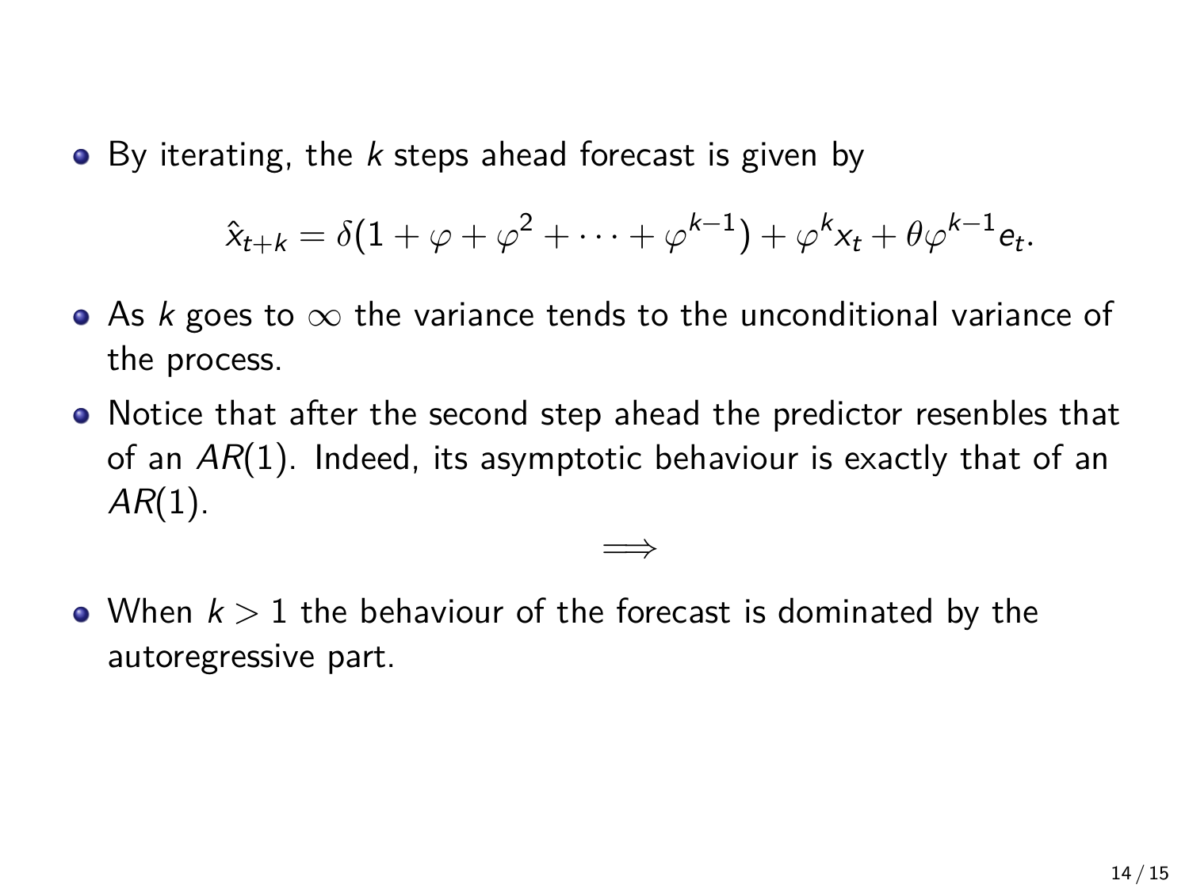- By iterating, the $k$ steps ahead forecast is given by

$$\hat{x}_{t+k} = \delta(1 + \varphi + \varphi^2 + \cdots + \varphi^{k-1}) + \varphi^k x_t + \theta\varphi^{k-1} e_t.$$

- As $k$ goes to $\infty$ the variance tends to the unconditional variance of the process.
- Notice that after the second step ahead the predictor resenbles that of an $AR(1)$. Indeed, its asymptotic behaviour is exactly that of an $AR(1)$.

$$\Longrightarrow$$

- When $k > 1$ the behaviour of the forecast is dominated by the autoregressive part.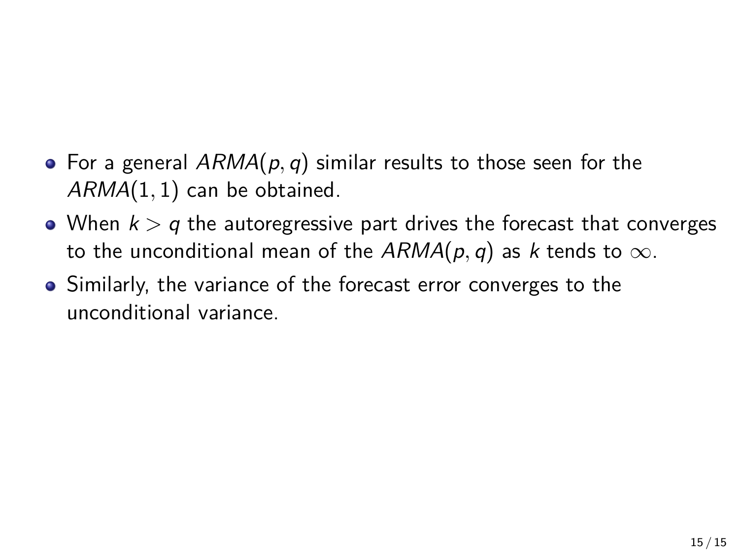- For a general $ARMA(p, q)$ similar results to those seen for the $ARMA(1, 1)$ can be obtained.
- When $k > q$ the autoregressive part drives the forecast that converges to the unconditional mean of the $ARMA(p, q)$ as $k$ tends to $\infty$.
- Similarly, the variance of the forecast error converges to the unconditional variance.